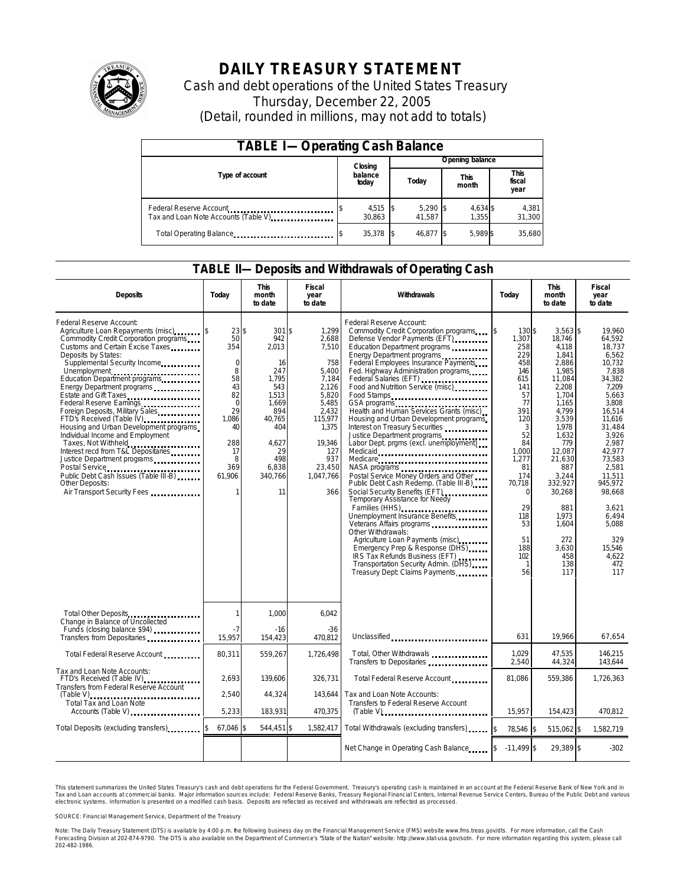# DAILY TREASURY STATEMENT

Cash and debt operations of the United States Treasury

Thursday, December 22, 2005

(Detail, rounded in millions, may not add to totals)

## TABLE I—Operating Cash Balance

| Type of account | Closing balance today | Opening balance Today | Opening balance This month | Opening balance This fiscal year |
|---|---|---|---|---|
| Federal Reserve Account | $ 4,515 | $ 5,290 | $ 4,634 | $ 4,381 |
| Tax and Loan Note Accounts (Table V) | 30,863 | 41,587 | 1,355 | 31,300 |
| Total Operating Balance | $ 35,378 | $ 46,877 | $ 5,989 | $ 35,680 |

## TABLE II—Deposits and Withdrawals of Operating Cash

| Deposits | Today | This month to date | Fiscal year to date |
|---|---|---|---|
| Federal Reserve Account: | | | |
| Agriculture Loan Repayments (misc) | $ 23 | $ 301 | $ 1,299 |
| Commodity Credit Corporation programs | 50 | 942 | 2,688 |
| Customs and Certain Excise Taxes | 354 | 2,013 | 7,510 |
| Deposits by States: | | | |
| Supplemental Security Income | 0 | 16 | 758 |
| Unemployment | 8 | 247 | 5,400 |
| Education Department programs | 58 | 1,795 | 7,184 |
| Energy Department programs | 43 | 543 | 2,126 |
| Estate and Gift Taxes | 82 | 1,513 | 5,820 |
| Federal Reserve Earnings | 0 | 1,669 | 5,485 |
| Foreign Deposits, Military Sales | 29 | 894 | 2,432 |
| FTD's Received (Table IV) | 1,086 | 40,765 | 115,977 |
| Housing and Urban Development programs | 40 | 404 | 1,375 |
| Individual Income and Employment Taxes, Not Withheld | 288 | 4,627 | 19,346 |
| Interest recd from T&L Depositaries | 17 | 29 | 127 |
| Justice Department programs | 8 | 498 | 937 |
| Postal Service | 369 | 6,838 | 23,450 |
| Public Debt Cash Issues (Table III-B) | 61,906 | 340,766 | 1,047,766 |
| Other Deposits: | | | |
| Air Transport Security Fees | 1 | 11 | 366 |
| Total Other Deposits | 1 | 1,000 | 6,042 |
| Change in Balance of Uncollected Funds (closing balance $94) | -7 | -16 | -36 |
| Transfers from Depositaries | 15,957 | 154,423 | 470,812 |
| Total Federal Reserve Account | 80,311 | 559,267 | 1,726,498 |
| Tax and Loan Note Accounts: | | | |
| FTD's Received (Table IV) | 2,693 | 139,606 | 326,731 |
| Transfers from Federal Reserve Account (Table V) | 2,540 | 44,324 | 143,644 |
| Total Tax and Loan Note Accounts (Table V) | 5,233 | 183,931 | 470,375 |
| Total Deposits (excluding transfers) | $ 67,046 | $ 544,451 | $ 1,582,417 |

| Withdrawals | Today | This month to date | Fiscal year to date |
|---|---|---|---|
| Federal Reserve Account: | | | |
| Commodity Credit Corporation programs | $ 130 | $ 3,563 | $ 19,960 |
| Defense Vendor Payments (EFT) | 1,307 | 18,746 | 64,592 |
| Education Department programs | 258 | 4,118 | 18,737 |
| Energy Department programs | 229 | 1,841 | 6,562 |
| Federal Employees Insurance Payments | 458 | 2,886 | 10,732 |
| Fed. Highway Administration programs | 146 | 1,985 | 7,838 |
| Federal Salaries (EFT) | 615 | 11,084 | 34,382 |
| Food and Nutrition Service (misc) | 141 | 2,208 | 7,209 |
| Food Stamps | 57 | 1,704 | 5,663 |
| GSA programs | 77 | 1,165 | 3,808 |
| Health and Human Services Grants (misc) | 391 | 4,799 | 16,514 |
| Housing and Urban Development programs | 120 | 3,539 | 11,616 |
| Interest on Treasury Securities | 3 | 1,978 | 31,484 |
| Justice Department programs | 52 | 1,632 | 3,926 |
| Labor Dept. prgms (excl. unemployment) | 84 | 779 | 2,987 |
| Medicaid | 1,000 | 12,087 | 42,977 |
| Medicare | 1,277 | 21,630 | 73,583 |
| NASA programs | 81 | 887 | 2,581 |
| Postal Service Money Orders and Other | 174 | 3,244 | 11,511 |
| Public Debt Cash Redemp. (Table III-B) | 70,718 | 332,927 | 945,972 |
| Social Security Benefits (EFT) | 0 | 30,268 | 98,668 |
| Temporary Assistance for Needy Families (HHS) | 29 | 881 | 3,621 |
| Unemployment Insurance Benefits | 118 | 1,973 | 6,494 |
| Veterans Affairs programs | 53 | 1,604 | 5,088 |
| Other Withdrawals: | | | |
| Agriculture Loan Payments (misc) | 51 | 272 | 329 |
| Emergency Prep & Response (DHS) | 188 | 3,630 | 15,546 |
| IRS Tax Refunds Business (EFT) | 102 | 458 | 4,622 |
| Transportation Security Admin. (DHS) | 1 | 138 | 472 |
| Treasury Dept: Claims Payments | 56 | 117 | 117 |
| Unclassified | 631 | 19,966 | 67,654 |
| Total, Other Withdrawals | 1,029 | 47,535 | 146,215 |
| Transfers to Depositaries | 2,540 | 44,324 | 143,644 |
| Total Federal Reserve Account | 81,086 | 559,386 | 1,726,363 |
| Tax and Loan Note Accounts: | | | |
| Transfers to Federal Reserve Account (Table V) | 15,957 | 154,423 | 470,812 |
| Total Withdrawals (excluding transfers) | $ 78,546 | $ 515,062 | $ 1,582,719 |
| Net Change in Operating Cash Balance | $ -11,499 | $ 29,389 | $ -302 |

This statement summarizes the United States Treasury's cash and debt operations for the Federal Government. Treasury's operating cash is maintained in an account at the Federal Reserve Bank of New York and in Tax and Loan accounts at commercial banks. Major information sources include: Federal Reserve Banks, Treasury Regional Financial Centers, Internal Revenue Service Centers, Bureau of the Public Debt and various electronic systems. Information is presented on a modified cash basis. Deposits are reflected as received and withdrawals are reflected as processed.

SOURCE: Financial Management Service, Department of the Treasury

Note: The Daily Treasury Statement (DTS) is available by 4:00 p.m. the following business day on the Financial Management Service (FMS) website www.fms.treas.gov/dts. For more information, call the Cash Forecasting Division at 202-874-9790. The DTS is also available on the Department of Commerce's "State of the Nation" website: http://www.stat-usa.gov/sotn. For more information regarding this system, please call 202-482-1986.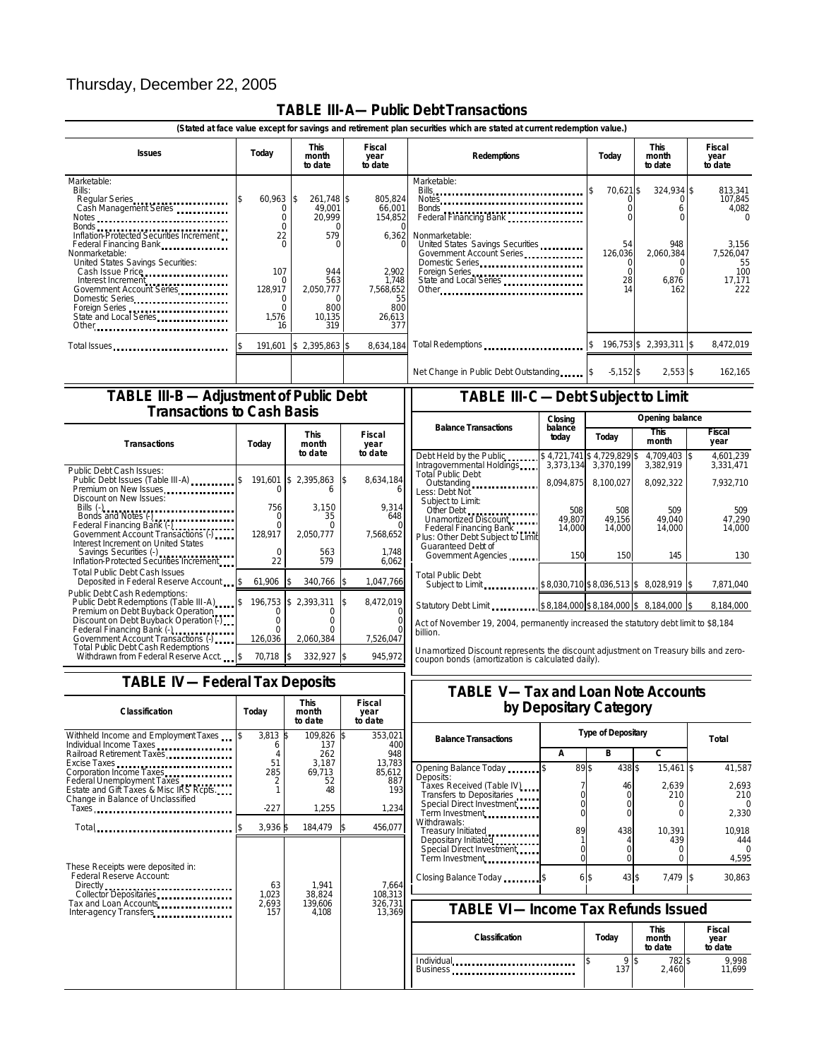Thursday, December 22, 2005

## TABLE III-A — Public Debt Transactions

(Stated at face value except for savings and retirement plan securities which are stated at current redemption value.)

| Issues | Today | This month to date | Fiscal year to date |
|---|---|---|---|
| Marketable: | | | |
| Bills: | | | |
| Regular Series | $ 60,963 | $ 261,748 | $ 805,824 |
| Cash Management Series | 0 | 49,001 | 66,001 |
| Notes | 0 | 20,999 | 154,852 |
| Bonds | 0 | 0 | 0 |
| Inflation-Protected Securities Increment | 22 | 579 | 6,362 |
| Federal Financing Bank | 0 | 0 | 0 |
| Nonmarketable: | | | |
| United States Savings Securities: | | | |
| Cash Issue Price | 107 | 944 | 2,902 |
| Interest Increment | 0 | 563 | 1,748 |
| Government Account Series | 128,917 | 2,050,777 | 7,568,652 |
| Domestic Series | 0 | 0 | 55 |
| Foreign Series | 0 | 800 | 800 |
| State and Local Series | 1,576 | 10,135 | 26,613 |
| Other | 16 | 319 | 377 |
| Total Issues | $ 191,601 | $ 2,395,863 | $ 8,634,184 |

| Redemptions | Today | This month to date | Fiscal year to date |
|---|---|---|---|
| Marketable: | | | |
| Bills | $ 70,621 | $ 324,934 | $ 813,341 |
| Notes | 0 | 0 | 107,845 |
| Bonds | 0 | 6 | 4,082 |
| Federal Financing Bank | 0 | 0 | 0 |
| Nonmarketable: | | | |
| United States Savings Securities | 54 | 948 | 3,156 |
| Government Account Series | 126,036 | 2,060,384 | 7,526,047 |
| Domestic Series | 0 | 0 | 55 |
| Foreign Series | 0 | 0 | 100 |
| State and Local Series | 28 | 6,876 | 17,171 |
| Other | 14 | 162 | 222 |
| Total Redemptions | $ 196,753 | $ 2,393,311 | $ 8,472,019 |
| Net Change in Public Debt Outstanding | $ -5,152 | $ 2,553 | $ 162,165 |

## TABLE III-B — Adjustment of Public Debt Transactions to Cash Basis

| Transactions | Today | This month to date | Fiscal year to date |
|---|---|---|---|
| Public Debt Cash Issues: | | | |
| Public Debt Issues (Table III-A) | $ 191,601 | $ 2,395,863 | $ 8,634,184 |
| Premium on New Issues | 0 | 6 | 6 |
| Discount on New Issues: | | | |
| Bills (-) | 756 | 3,150 | 9,314 |
| Bonds and Notes (-) | 0 | 35 | 648 |
| Federal Financing Bank (-) | 0 | 0 | 0 |
| Government Account Transactions (-) | 128,917 | 2,050,777 | 7,568,652 |
| Interest Increment on United States Savings Securities (-) | 0 | 563 | 1,748 |
| Inflation-Protected Securities Increment | 22 | 579 | 6,062 |
| Total Public Debt Cash Issues Deposited in Federal Reserve Account | $ 61,906 | $ 340,766 | $ 1,047,766 |
| Public Debt Cash Redemptions: | | | |
| Public Debt Redemptions (Table III-A) | $ 196,753 | $ 2,393,311 | $ 8,472,019 |
| Premium on Debt Buyback Operation | 0 | 0 | 0 |
| Discount on Debt Buyback Operation (-) | 0 | 0 | 0 |
| Federal Financing Bank (-) | 0 | 0 | 0 |
| Government Account Transactions (-) | 126,036 | 2,060,384 | 7,526,047 |
| Total Public Debt Cash Redemptions Withdrawn from Federal Reserve Acct. | $ 70,718 | $ 332,927 | $ 945,972 |

## TABLE III-C — Debt Subject to Limit

| Balance Transactions | Closing balance today | Opening balance Today | Opening balance This month | Opening balance Fiscal year |
|---|---|---|---|---|
| Debt Held by the Public | $ 4,721,741 | $ 4,729,829 | $ 4,709,403 | $ 4,601,239 |
| Intragovernmental Holdings | 3,373,134 | 3,370,199 | 3,382,919 | 3,331,471 |
| Total Public Debt Outstanding | 8,094,875 | 8,100,027 | 8,092,322 | 7,932,710 |
| Less: Debt Not Subject to Limit: | | | | |
| Other Debt | 508 | 508 | 509 | 509 |
| Unamortized Discount | 49,807 | 49,156 | 49,040 | 47,290 |
| Federal Financing Bank | 14,000 | 14,000 | 14,000 | 14,000 |
| Plus: Other Debt Subject to Limit | | | | |
| Guaranteed Debt of Government Agencies | 150 | 150 | 145 | 130 |
| Total Public Debt Subject to Limit | $ 8,030,710 | $ 8,036,513 | $ 8,028,919 | $ 7,871,040 |
| Statutory Debt Limit | $ 8,184,000 | $ 8,184,000 | $ 8,184,000 | $ 8,184,000 |

Act of November 19, 2004, permanently increased the statutory debt limit to $8,184 billion.

Unamortized Discount represents the discount adjustment on Treasury bills and zero-coupon bonds (amortization is calculated daily).

## TABLE IV — Federal Tax Deposits

| Classification | Today | This month to date | Fiscal year to date |
|---|---|---|---|
| Withheld Income and Employment Taxes | $ 3,813 | $ 109,826 | $ 353,021 |
| Individual Income Taxes | 6 | 137 | 400 |
| Railroad Retirement Taxes | 4 | 262 | 948 |
| Excise Taxes | 51 | 3,187 | 13,783 |
| Corporation Income Taxes | 285 | 69,713 | 85,612 |
| Federal Unemployment Taxes | 2 | 52 | 887 |
| Estate and Gift Taxes & Misc IRS Rcpts. | 1 | 48 | 193 |
| Change in Balance of Unclassified Taxes | -227 | 1,255 | 1,234 |
| Total | $ 3,936 | $ 184,479 | $ 456,077 |
| These Receipts were deposited in: | | | |
| Federal Reserve Account: | | | |
| Directly | 63 | 1,941 | 7,664 |
| Collector Depositaries | 1,023 | 38,824 | 108,313 |
| Tax and Loan Accounts | 2,693 | 139,606 | 326,731 |
| Inter-agency Transfers | 157 | 4,108 | 13,369 |

## TABLE V — Tax and Loan Note Accounts by Depositary Category

| Balance Transactions | Type of Depositary A | Type of Depositary B | Type of Depositary C | Total |
|---|---|---|---|---|
| Opening Balance Today | $ 89 | $ 438 | $ 15,461 | $ 41,587 |
| Deposits: | | | | |
| Taxes Received (Table IV) | 7 | 46 | 2,639 | 2,693 |
| Transfers to Depositaries | 0 | 0 | 210 | 210 |
| Special Direct Investment | 0 | 0 | 0 | 0 |
| Term Investment | 0 | 0 | 0 | 2,330 |
| Withdrawals: | | | | |
| Treasury Initiated | 89 | 438 | 10,391 | 10,918 |
| Depositary Initiated | 1 | 4 | 439 | 444 |
| Special Direct Investment | 0 | 0 | 0 | 0 |
| Term Investment | 0 | 0 | 0 | 4,595 |
| Closing Balance Today | $ 6 | $ 43 | $ 7,479 | $ 30,863 |

## TABLE VI — Income Tax Refunds Issued

| Classification | Today | This month to date | Fiscal year to date |
|---|---|---|---|
| Individual | $ 9 | $ 782 | $ 9,998 |
| Business | 137 | 2,460 | 11,699 |